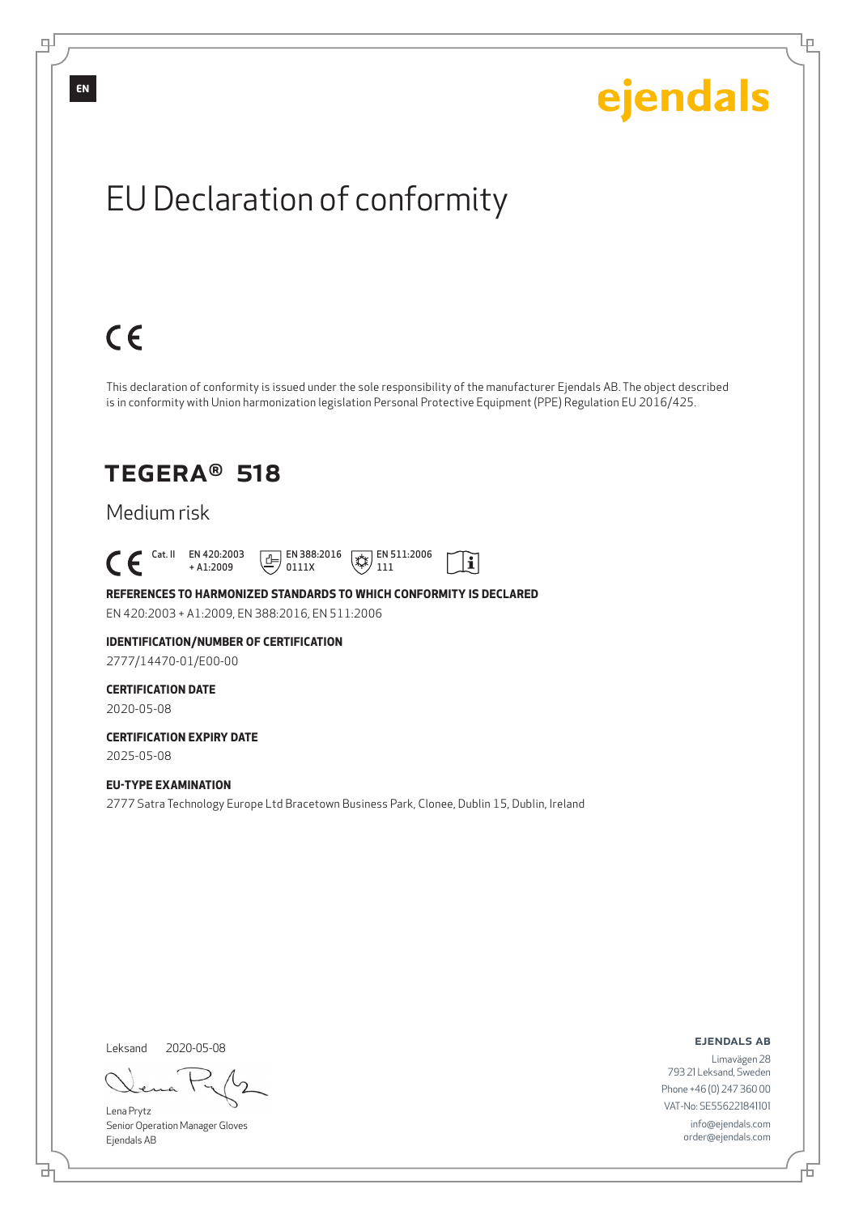EN

ejendals

# EU Declaration of conformity

CE

This declaration of conformity is issued under the sole responsibility of the manufacturer Ejendals AB. The object described is in conformity with Union harmonization legislation Personal Protective Equipment (PPE) Regulation EU 2016/425.

## TEGERA® 518

Medium risk

CE Cat. II EN 420:2003 + A1:2009 EN 388:2016 0111X EN 511:2006 111

**REFERENCES TO HARMONIZED STANDARDS TO WHICH CONFORMITY IS DECLARED**

EN 420:2003 + A1:2009, EN 388:2016, EN 511:2006

**IDENTIFICATION/NUMBER OF CERTIFICATION**

2777/14470-01/E00-00

**CERTIFICATION DATE**

2020-05-08

**CERTIFICATION EXPIRY DATE**

2025-05-08

**EU-TYPE EXAMINATION**

2777 Satra Technology Europe Ltd Bracetown Business Park, Clonee, Dublin 15, Dublin, Ireland

Leksand 2020-05-08

Lena Prytz
Senior Operation Manager Gloves
Ejendals AB

**EJENDALS AB**
Limavägen 28
793 21 Leksand, Sweden
Phone +46 (0) 247 360 00
VAT-No: SE556221841101
info@ejendals.com
order@ejendals.com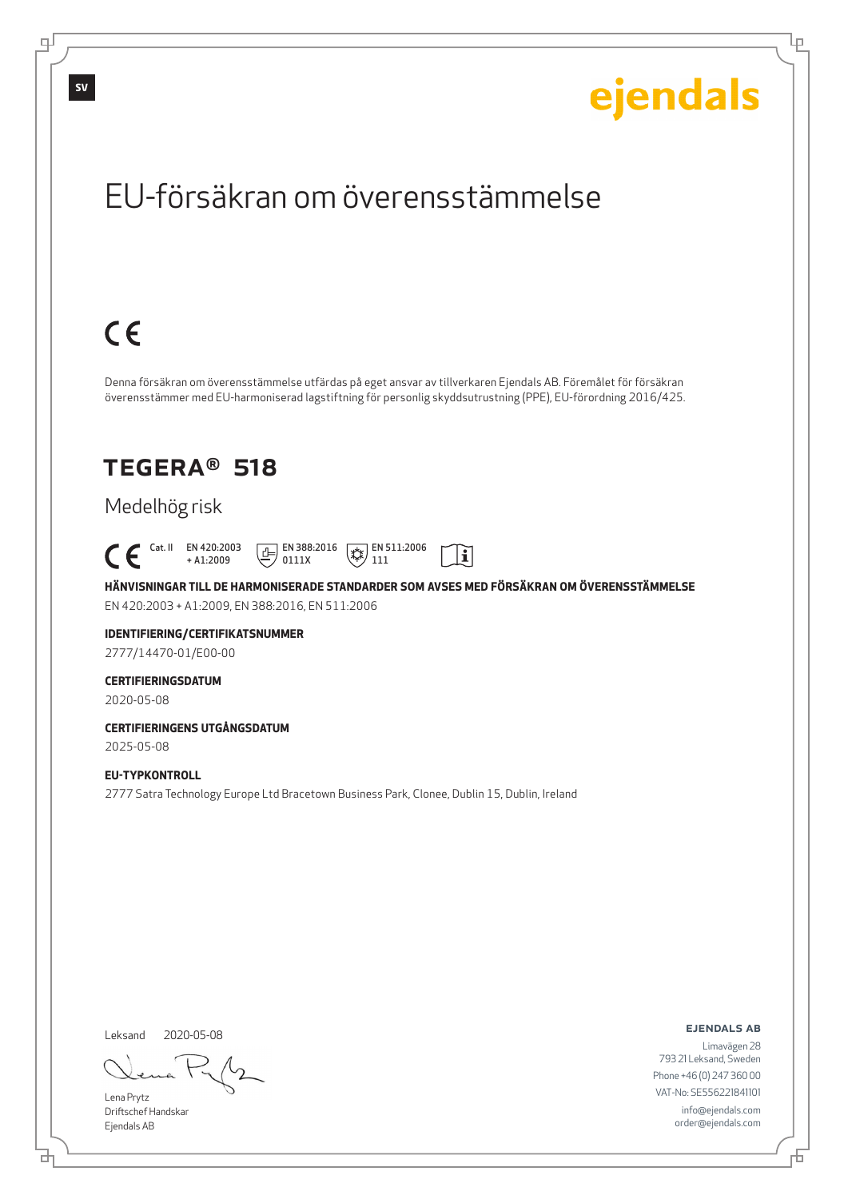SV

ejendals

# EU-försäkran om överensstämmelse

CE

Denna försäkran om överensstämmelse utfärdas på eget ansvar av tillverkaren Ejendals AB. Föremålet för försäkran överensstämmer med EU-harmoniserad lagstiftning för personlig skyddsutrustning (PPE), EU-förordning 2016/425.

## TEGERA® 518

Medelhög risk

CE Cat. II EN 420:2003 + A1:2009 EN 388:2016 0111X EN 511:2006 111

**HÄNVISNINGAR TILL DE HARMONISERADE STANDARDER SOM AVSES MED FÖRSÄKRAN OM ÖVERENSSTÄMMELSE**

EN 420:2003 + A1:2009, EN 388:2016, EN 511:2006

**IDENTIFIERING/CERTIFIKATSNUMMER**

2777/14470-01/E00-00

**CERTIFIERINGSDATUM**

2020-05-08

**CERTIFIERINGENS UTGÅNGSDATUM**

2025-05-08

**EU-TYPKONTROLL**

2777 Satra Technology Europe Ltd Bracetown Business Park, Clonee, Dublin 15, Dublin, Ireland

Leksand 2020-05-08

Lena Prytz
Driftschef Handskar
Ejendals AB

**EJENDALS AB**

Limavägen 28
793 21 Leksand, Sweden
Phone +46 (0) 247 360 00
VAT-No: SE556221841101
info@ejendals.com
order@ejendals.com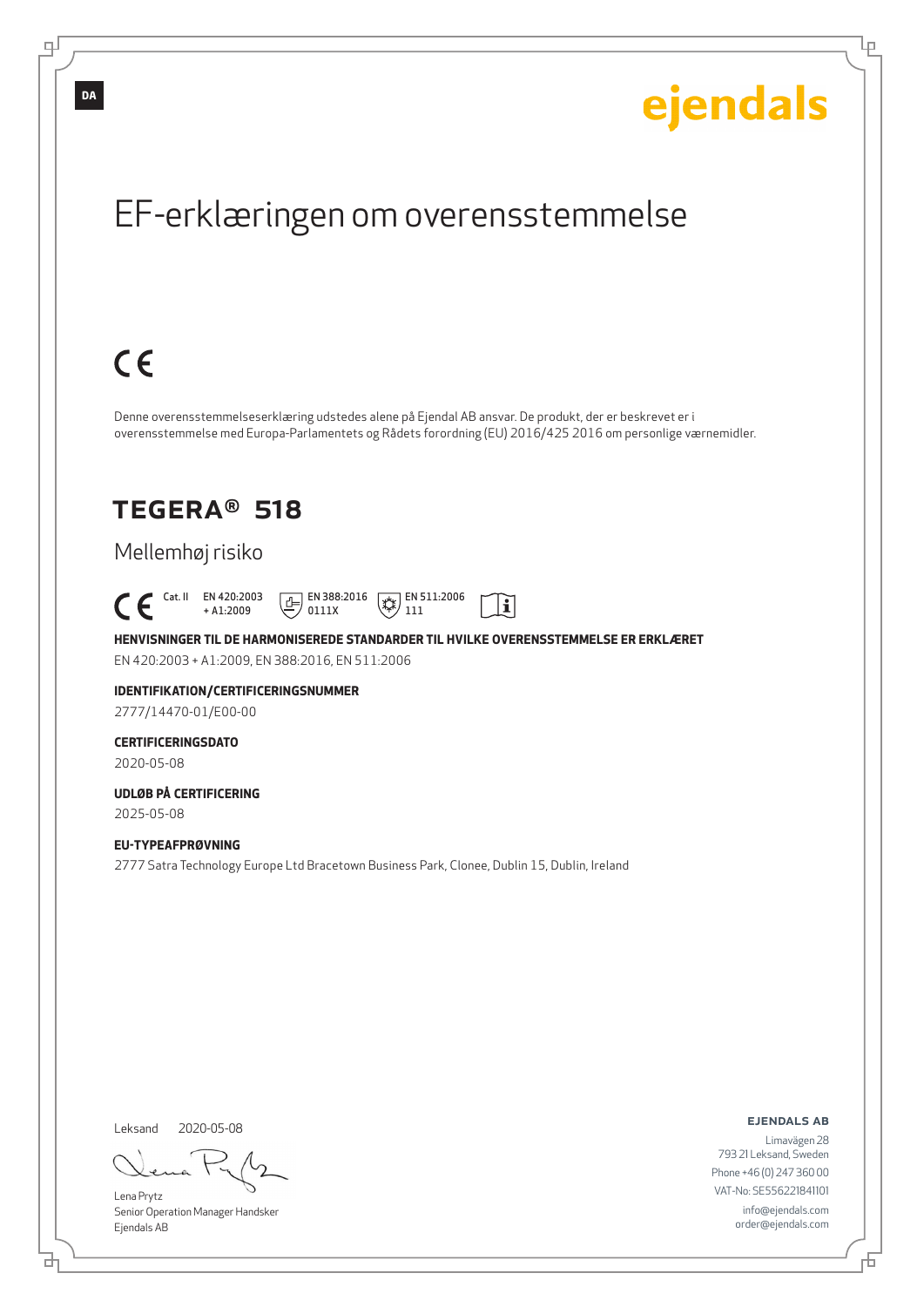DA

ejendals

# EF-erklæringen om overensstemmelse

CE

Denne overensstemmelseserklæring udstedes alene på Ejendal AB ansvar. De produkt, der er beskrevet er i overensstemmelse med Europa-Parlamentets og Rådets forordning (EU) 2016/425 2016 om personlige værnemidler.

## TEGERA® 518

Mellemhøj risiko

CE Cat. II EN 420:2003 + A1:2009 EN 388:2016 0111X EN 511:2006 111

**HENVISNINGER TIL DE HARMONISEREDE STANDARDER TIL HVILKE OVERENSSTEMMELSE ER ERKLÆRET**

EN 420:2003 + A1:2009, EN 388:2016, EN 511:2006

**IDENTIFIKATION/CERTIFICERINGSNUMMER**

2777/14470-01/E00-00

**CERTIFICERINGSDATO**

2020-05-08

**UDLØB PÅ CERTIFICERING**

2025-05-08

**EU-TYPEAFPRØVNING**

2777 Satra Technology Europe Ltd Bracetown Business Park, Clonee, Dublin 15, Dublin, Ireland

Leksand 2020-05-08

Lena Prytz
Senior Operation Manager Handsker
Ejendals AB

**EJENDALS AB**

Limavägen 28
793 21 Leksand, Sweden
Phone +46 (0) 247 360 00
VAT-No: SE556221841101
info@ejendals.com
order@ejendals.com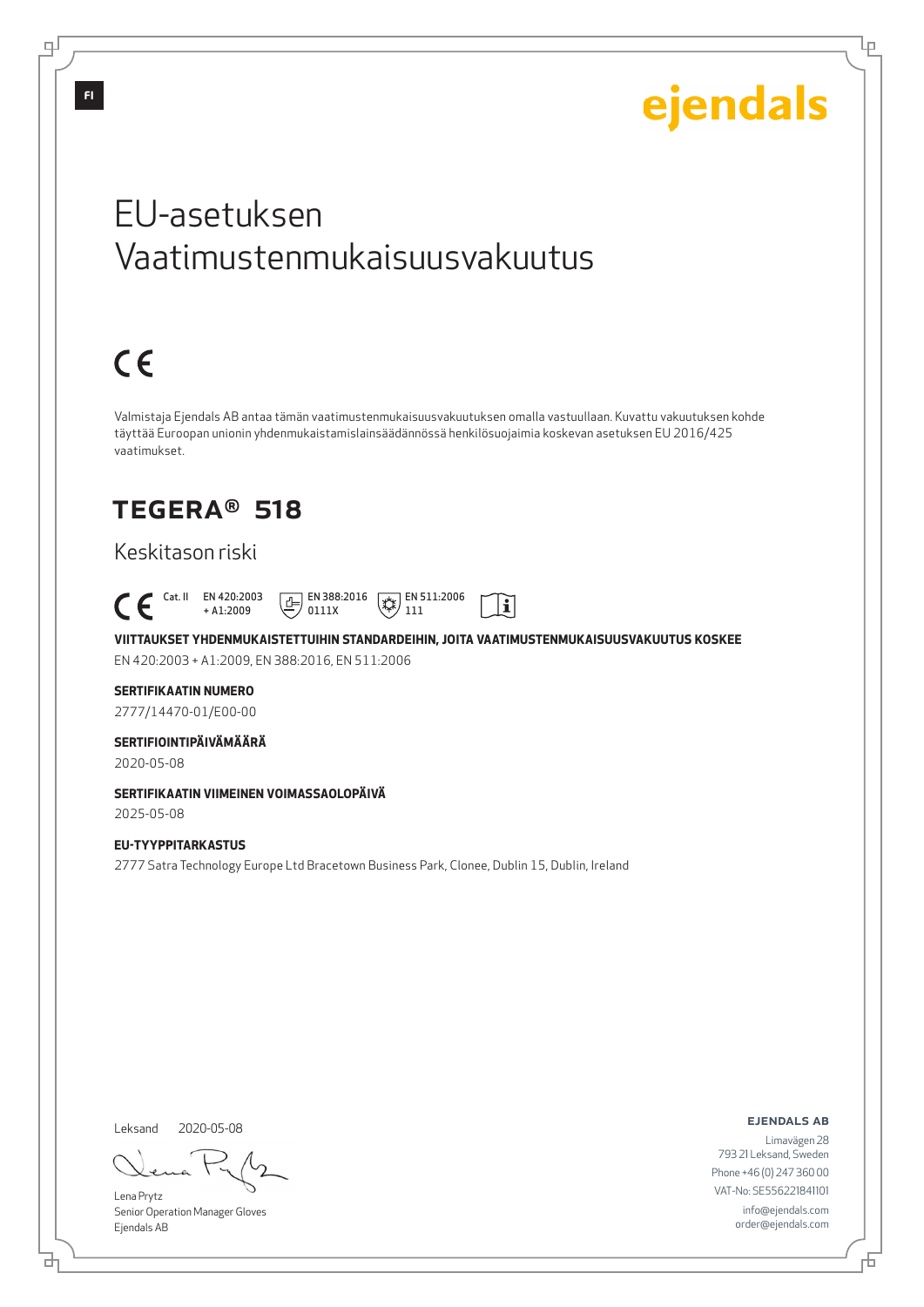# EU-asetuksen Vaatimustenmukaisuusvakuutus

CE

Valmistaja Ejendals AB antaa tämän vaatimustenmukaisuusvakuutuksen omalla vastuullaan. Kuvattu vakuutuksen kohde täyttää Euroopan unionin yhdenmukaistamislainsäädännössä henkilösuojaimia koskevan asetuksen EU 2016/425 vaatimukset.

## TEGERA® 518

Keskitason riski

CE Cat. II EN 420:2003 + A1:2009 EN 388:2016 0111X EN 511:2006 111

**VIITTAUKSET YHDENMUKAISTETTUIHIN STANDARDEIHIN, JOITA VAATIMUSTENMUKAISUUSVAKUUTUS KOSKEE**

EN 420:2003 + A1:2009, EN 388:2016, EN 511:2006

**SERTIFIKAATIN NUMERO**

2777/14470-01/E00-00

**SERTIFIOINTIPÄIVÄMÄÄRÄ**

2020-05-08

**SERTIFIKAATIN VIIMEINEN VOIMASSAOLOPÄIVÄ**

2025-05-08

**EU-TYYPPITARKASTUS**

2777 Satra Technology Europe Ltd Bracetown Business Park, Clonee, Dublin 15, Dublin, Ireland

Leksand 2020-05-08

Lena Prytz
Senior Operation Manager Gloves
Ejendals AB

**EJENDALS AB**
Limavägen 28
793 21 Leksand, Sweden
Phone +46 (0) 247 360 00
VAT-No: SE556221841101
info@ejendals.com
order@ejendals.com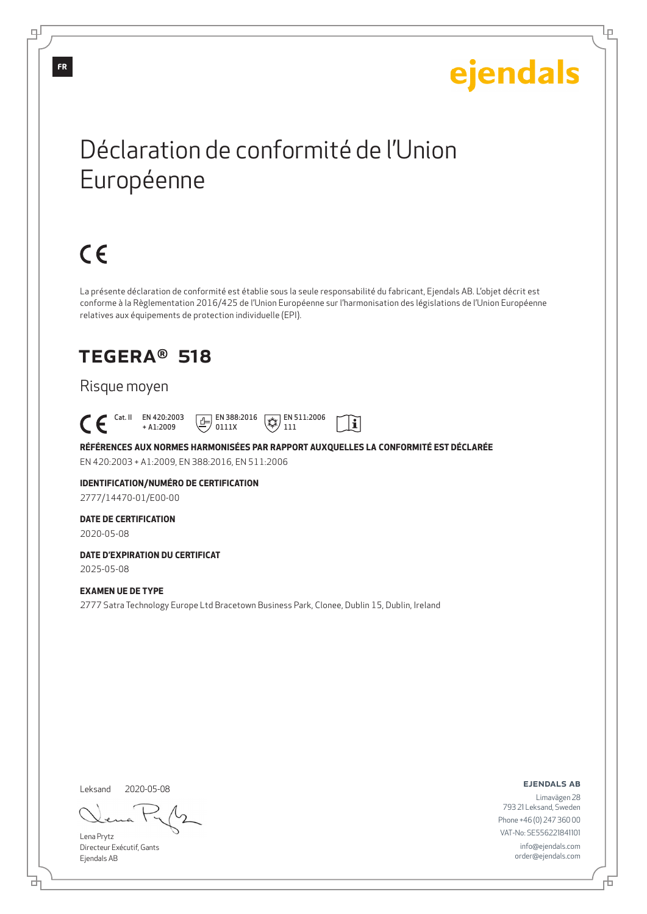FR

ejendals

# Déclaration de conformité de l'Union Européenne

CE

La présente déclaration de conformité est établie sous la seule responsabilité du fabricant, Ejendals AB. L'objet décrit est conforme à la Règlementation 2016/425 de l'Union Européenne sur l'harmonisation des législations de l'Union Européenne relatives aux équipements de protection individuelle (EPI).

## TEGERA® 518

Risque moyen

CE Cat. II EN 420:2003 + A1:2009 EN 388:2016 0111X EN 511:2006 111

**RÉFÉRENCES AUX NORMES HARMONISÉES PAR RAPPORT AUXQUELLES LA CONFORMITÉ EST DÉCLARÉE**

EN 420:2003 + A1:2009, EN 388:2016, EN 511:2006

**IDENTIFICATION/NUMÉRO DE CERTIFICATION**

2777/14470-01/E00-00

**DATE DE CERTIFICATION**

2020-05-08

**DATE D'EXPIRATION DU CERTIFICAT**

2025-05-08

**EXAMEN UE DE TYPE**

2777 Satra Technology Europe Ltd Bracetown Business Park, Clonee, Dublin 15, Dublin, Ireland

Leksand 2020-05-08

Lena Prytz
Directeur Exécutif, Gants
Ejendals AB

**EJENDALS AB**
Limavägen 28
793 21 Leksand, Sweden
Phone +46 (0) 247 360 00
VAT-No: SE556221841101
info@ejendals.com
order@ejendals.com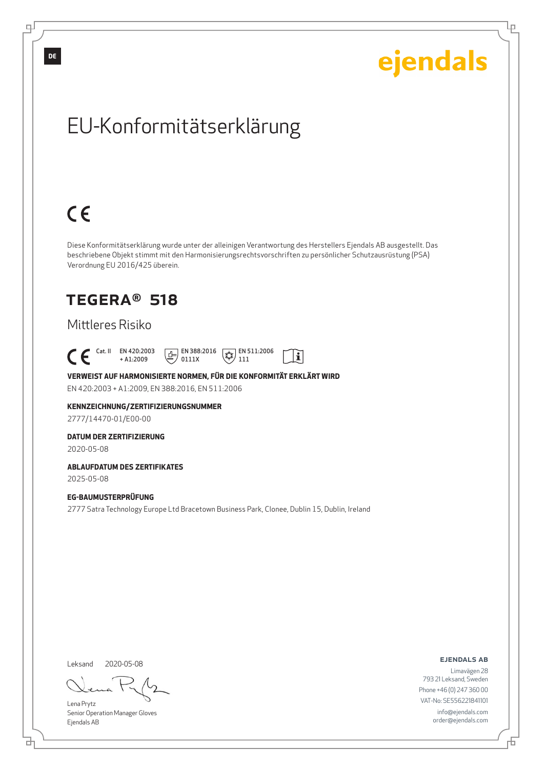DE

ejendals

# EU-Konformitätserklärung

CE

Diese Konformitätserklärung wurde unter der alleinigen Verantwortung des Herstellers Ejendals AB ausgestellt. Das beschriebene Objekt stimmt mit den Harmonisierungsrechtsvorschriften zu persönlicher Schutzausrüstung (PSA) Verordnung EU 2016/425 überein.

## TEGERA® 518

Mittleres Risiko

CE Cat. II EN 420:2003 + A1:2009 EN 388:2016 0111X EN 511:2006 111

**VERWEIST AUF HARMONISIERTE NORMEN, FÜR DIE KONFORMITÄT ERKLÄRT WIRD**

EN 420:2003 + A1:2009, EN 388:2016, EN 511:2006

**KENNZEICHNUNG/ZERTIFIZIERUNGSNUMMER**

2777/14470-01/E00-00

**DATUM DER ZERTIFIZIERUNG**

2020-05-08

**ABLAUFDATUM DES ZERTIFIKATES**

2025-05-08

**EG-BAUMUSTERPRÜFUNG**

2777 Satra Technology Europe Ltd Bracetown Business Park, Clonee, Dublin 15, Dublin, Ireland

Leksand 2020-05-08

Lena Prytz
Senior Operation Manager Gloves
Ejendals AB

**EJENDALS AB**
Limavägen 28
793 21 Leksand, Sweden
Phone +46 (0) 247 360 00
VAT-No: SE556221841101
info@ejendals.com
order@ejendals.com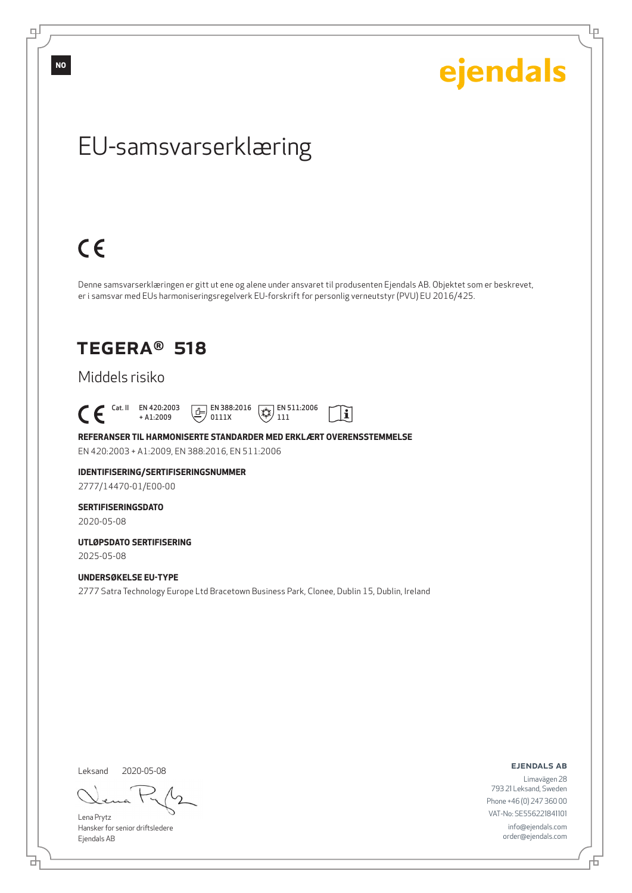NO

ejendals

# EU-samsvarserklæring

CE

Denne samsvarserklæringen er gitt ut ene og alene under ansvaret til produsenten Ejendals AB. Objektet som er beskrevet, er i samsvar med EUs harmoniseringsregelverk EU-forskrift for personlig verneutstyr (PVU) EU 2016/425.

## TEGERA® 518

Middels risiko

CE Cat. II EN 420:2003 + A1:2009 EN 388:2016 0111X EN 511:2006 111

**REFERANSER TIL HARMONISERTE STANDARDER MED ERKLÆRT OVERENSSTEMMELSE**

EN 420:2003 + A1:2009, EN 388:2016, EN 511:2006

**IDENTIFISERING/SERTIFISERINGSNUMMER**

2777/14470-01/E00-00

**SERTIFISERINGSDATO**

2020-05-08

**UTLØPSDATO SERTIFISERING**

2025-05-08

**UNDERSØKELSE EU-TYPE**

2777 Satra Technology Europe Ltd Bracetown Business Park, Clonee, Dublin 15, Dublin, Ireland

Leksand 2020-05-08

Lena Prytz
Hansker for senior driftsledere
Ejendals AB

**EJENDALS AB**
Limavägen 28
793 21 Leksand, Sweden
Phone +46 (0) 247 360 00
VAT-No: SE556221841101
info@ejendals.com
order@ejendals.com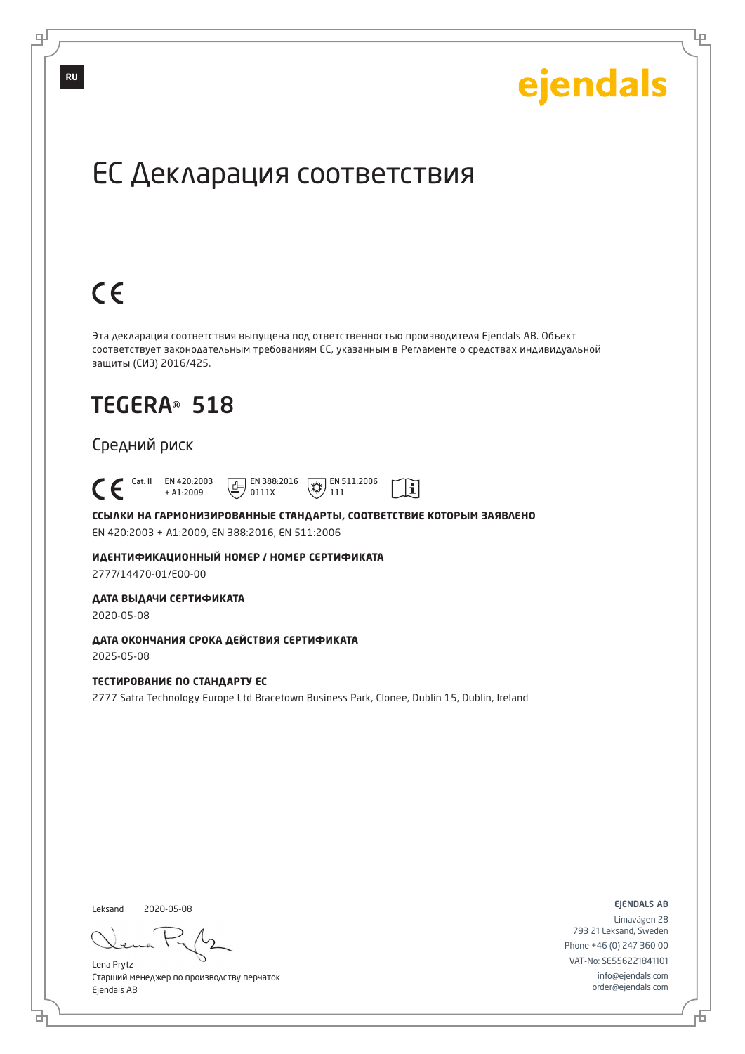RU

ejendals

# ЕС Декларация соответствия

CE

Эта декларация соответствия выпущена под ответственностью производителя Ejendals AB. Объект соответствует законодательным требованиям ЕС, указанным в Регламенте о средствах индивидуальной защиты (СИЗ) 2016/425.

## TEGERA® 518

Средний риск

CE Cat. II EN 420:2003 + A1:2009 EN 388:2016 0111X EN 511:2006 111

**ССЫЛКИ НА ГАРМОНИЗИРОВАННЫЕ СТАНДАРТЫ, СООТВЕТСТВИЕ КОТОРЫМ ЗАЯВЛЕНО**

EN 420:2003 + A1:2009, EN 388:2016, EN 511:2006

**ИДЕНТИФИКАЦИОННЫЙ НОМЕР / НОМЕР СЕРТИФИКАТА**

2777/14470-01/E00-00

**ДАТА ВЫДАЧИ СЕРТИФИКАТА**

2020-05-08

**ДАТА ОКОНЧАНИЯ СРОКА ДЕЙСТВИЯ СЕРТИФИКАТА**

2025-05-08

**ТЕСТИРОВАНИЕ ПО СТАНДАРТУ ЕС**

2777 Satra Technology Europe Ltd Bracetown Business Park, Clonee, Dublin 15, Dublin, Ireland

Leksand 2020-05-08

Lena Prytz
Старший менеджер по производству перчаток
Ejendals AB

**EJENDALS AB**
Limavägen 28
793 21 Leksand, Sweden
Phone +46 (0) 247 360 00
VAT-No: SE556221841101
info@ejendals.com
order@ejendals.com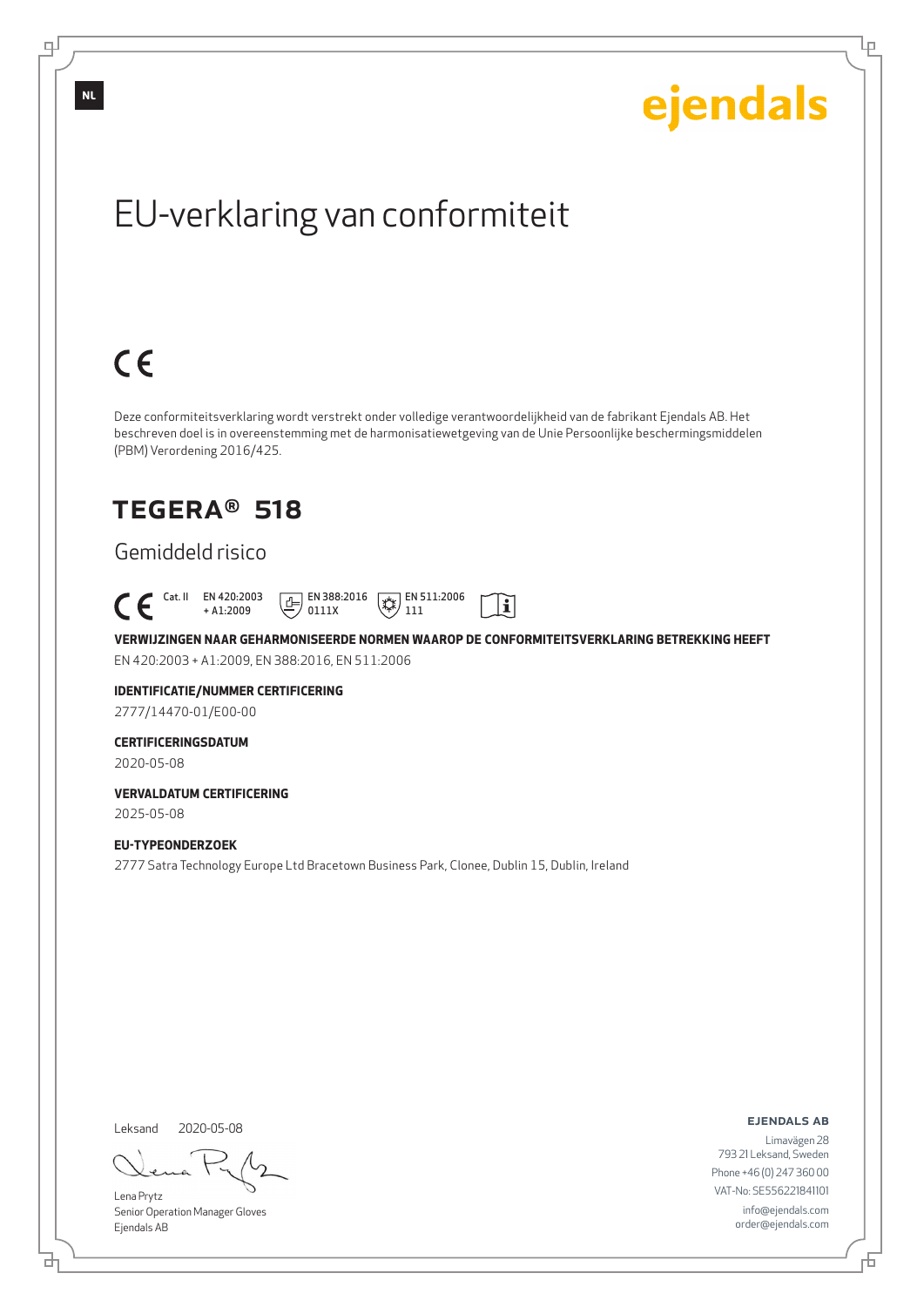NL

ejendals

# EU-verklaring van conformiteit

CE

Deze conformiteitsverklaring wordt verstrekt onder volledige verantwoordelijkheid van de fabrikant Ejendals AB. Het beschreven doel is in overeenstemming met de harmonisatiewetgeving van de Unie Persoonlijke beschermingsmiddelen (PBM) Verordening 2016/425.

## TEGERA® 518

### Gemiddeld risico

CE Cat. II EN 420:2003 + A1:2009 EN 388:2016 0111X EN 511:2006 111

**VERWIJZINGEN NAAR GEHARMONISEERDE NORMEN WAAROP DE CONFORMITEITSVERKLARING BETREKKING HEEFT**

EN 420:2003 + A1:2009, EN 388:2016, EN 511:2006

**IDENTIFICATIE/NUMMER CERTIFICERING**

2777/14470-01/E00-00

**CERTIFICERINGSDATUM**

2020-05-08

**VERVALDATUM CERTIFICERING**

2025-05-08

**EU-TYPEONDERZOEK**

2777 Satra Technology Europe Ltd Bracetown Business Park, Clonee, Dublin 15, Dublin, Ireland

Leksand 2020-05-08

Lena Prytz
Senior Operation Manager Gloves
Ejendals AB

**EJENDALS AB**

Limavägen 28
793 21 Leksand, Sweden
Phone +46 (0) 247 360 00
VAT-No: SE556221841101
info@ejendals.com
order@ejendals.com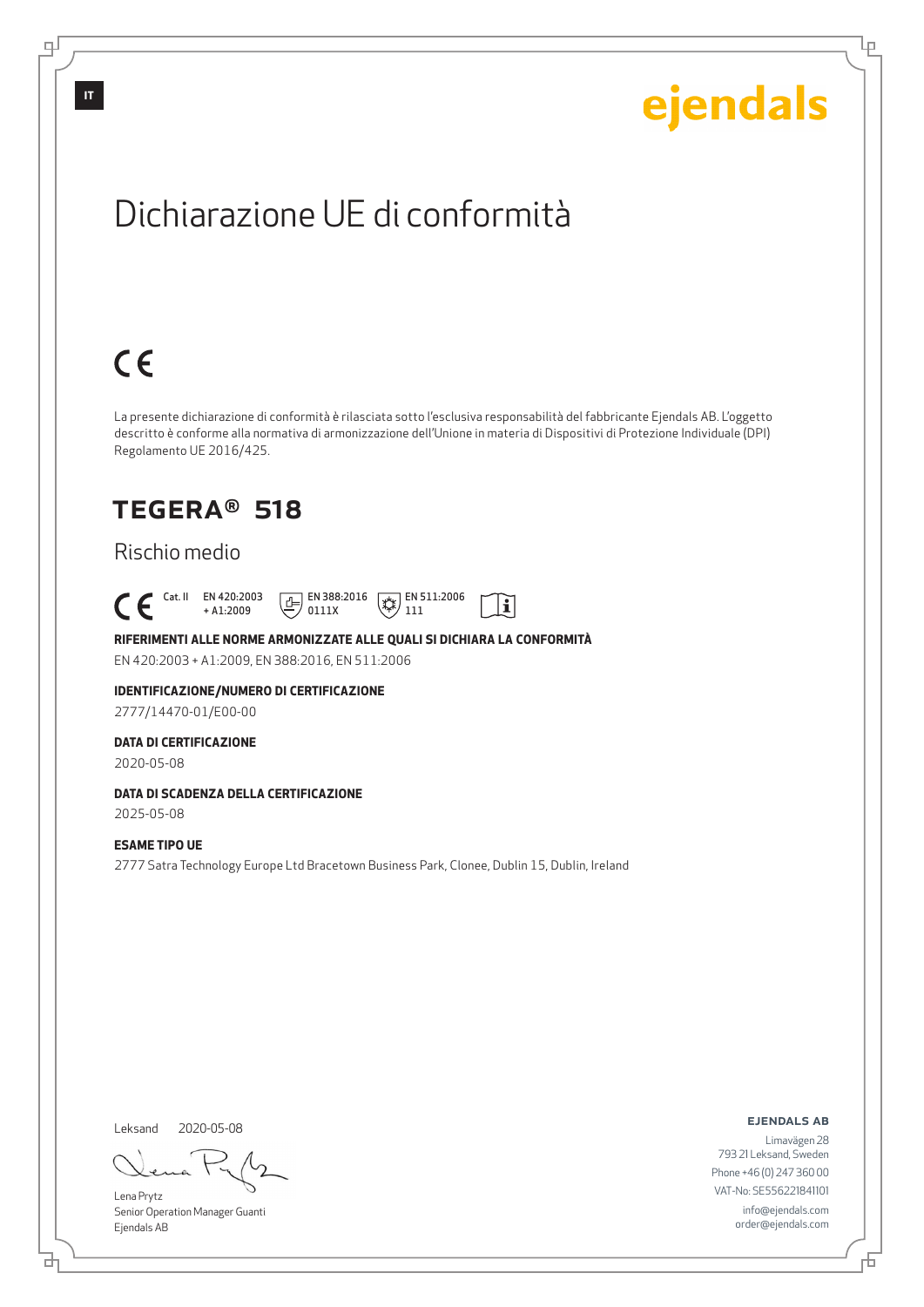IT

ejendals

# Dichiarazione UE di conformità

CE

La presente dichiarazione di conformità è rilasciata sotto l'esclusiva responsabilità del fabbricante Ejendals AB. L'oggetto descritto è conforme alla normativa di armonizzazione dell'Unione in materia di Dispositivi di Protezione Individuale (DPI) Regolamento UE 2016/425.

## TEGERA® 518

### Rischio medio

CE Cat. II EN 420:2003 + A1:2009 EN 388:2016 0111X EN 511:2006 111

**RIFERIMENTI ALLE NORME ARMONIZZATE ALLE QUALI SI DICHIARA LA CONFORMITÀ**

EN 420:2003 + A1:2009, EN 388:2016, EN 511:2006

**IDENTIFICAZIONE/NUMERO DI CERTIFICAZIONE**

2777/14470-01/E00-00

**DATA DI CERTIFICAZIONE**

2020-05-08

**DATA DI SCADENZA DELLA CERTIFICAZIONE**

2025-05-08

**ESAME TIPO UE**

2777 Satra Technology Europe Ltd Bracetown Business Park, Clonee, Dublin 15, Dublin, Ireland

Leksand 2020-05-08

Lena Prytz
Senior Operation Manager Guanti
Ejendals AB

**EJENDALS AB**
Limavägen 28
793 21 Leksand, Sweden
Phone +46 (0) 247 360 00
VAT-No: SE556221841101
info@ejendals.com
order@ejendals.com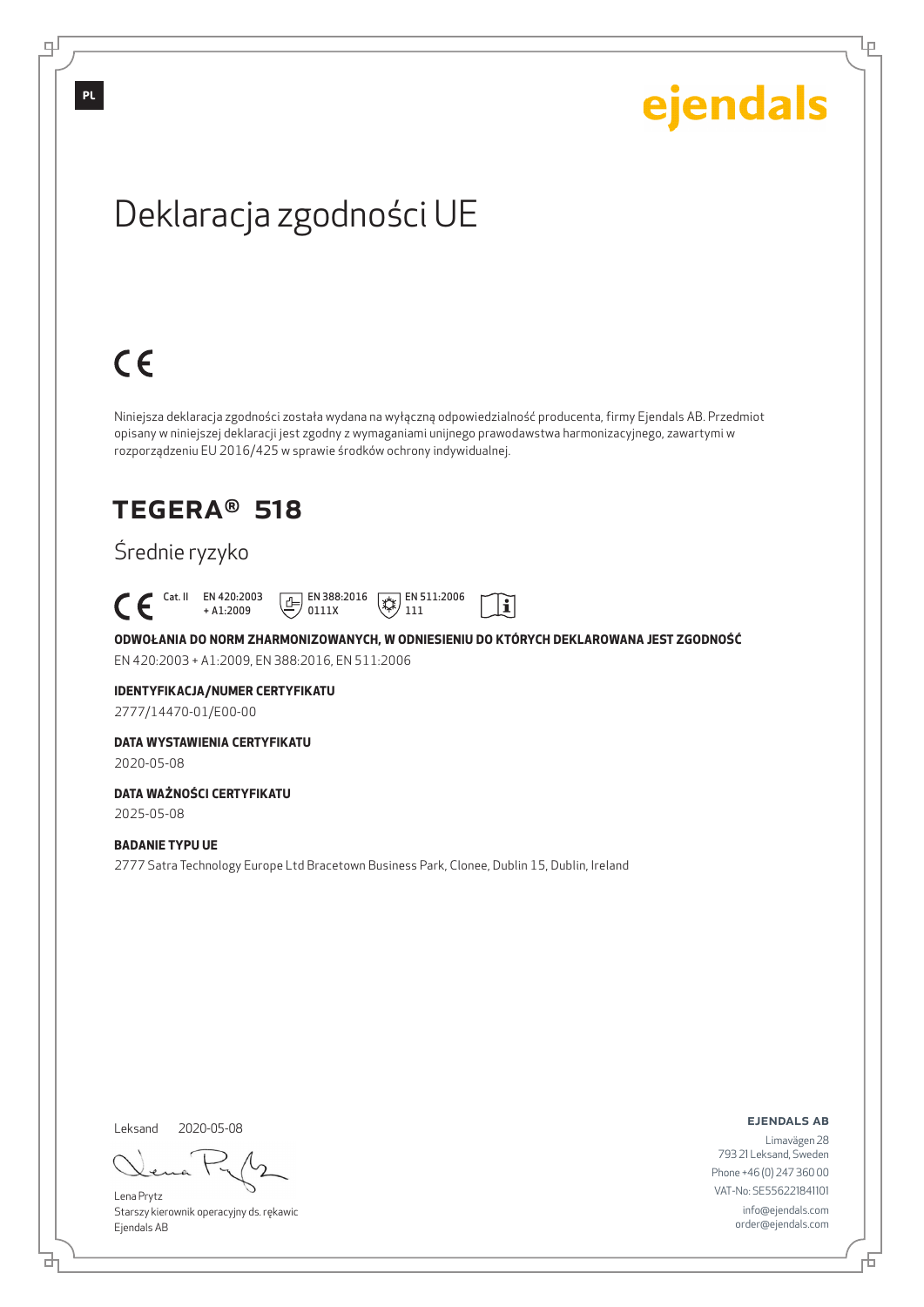ejendals

# Deklaracja zgodności UE

CE

Niniejsza deklaracja zgodności została wydana na wyłączną odpowiedzialność producenta, firmy Ejendals AB. Przedmiot opisany w niniejszej deklaracji jest zgodny z wymaganiami unijnego prawodawstwa harmonizacyjnego, zawartymi w rozporządzeniu EU 2016/425 w sprawie środków ochrony indywidualnej.

## TEGERA® 518

Średnie ryzyko

CE Cat. II EN 420:2003 + A1:2009 EN 388:2016 0111X EN 511:2006 111

**ODWOŁANIA DO NORM ZHARMONIZOWANYCH, W ODNIESIENIU DO KTÓRYCH DEKLAROWANA JEST ZGODNOŚĆ**

EN 420:2003 + A1:2009, EN 388:2016, EN 511:2006

**IDENTYFIKACJA/NUMER CERTYFIKATU**

2777/14470-01/E00-00

**DATA WYSTAWIENIA CERTYFIKATU**

2020-05-08

**DATA WAŻNOŚCI CERTYFIKATU**

2025-05-08

**BADANIE TYPU UE**

2777 Satra Technology Europe Ltd Bracetown Business Park, Clonee, Dublin 15, Dublin, Ireland

Leksand 2020-05-08

Lena Prytz
Starszy kierownik operacyjny ds. rękawic
Ejendals AB

**EJENDALS AB**
Limavägen 28
793 21 Leksand, Sweden
Phone +46 (0) 247 360 00
VAT-No: SE556221841101
info@ejendals.com
order@ejendals.com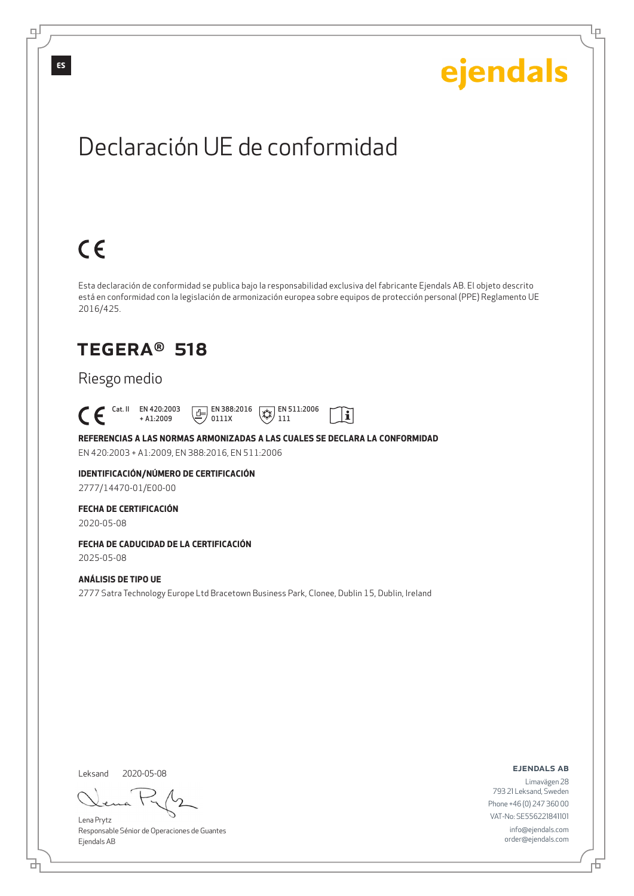ES

ejendals

# Declaración UE de conformidad

CE

Esta declaración de conformidad se publica bajo la responsabilidad exclusiva del fabricante Ejendals AB. El objeto descrito está en conformidad con la legislación de armonización europea sobre equipos de protección personal (PPE) Reglamento UE 2016/425.

## TEGERA® 518

Riesgo medio

CE Cat. II EN 420:2003 + A1:2009 EN 388:2016 0111X EN 511:2006 111

**REFERENCIAS A LAS NORMAS ARMONIZADAS A LAS CUALES SE DECLARA LA CONFORMIDAD**

EN 420:2003 + A1:2009, EN 388:2016, EN 511:2006

**IDENTIFICACIÓN/NÚMERO DE CERTIFICACIÓN**

2777/14470-01/E00-00

**FECHA DE CERTIFICACIÓN**

2020-05-08

**FECHA DE CADUCIDAD DE LA CERTIFICACIÓN**

2025-05-08

**ANÁLISIS DE TIPO UE**

2777 Satra Technology Europe Ltd Bracetown Business Park, Clonee, Dublin 15, Dublin, Ireland

Leksand 2020-05-08

Lena Prytz
Responsable Sénior de Operaciones de Guantes
Ejendals AB

**EJENDALS AB**

Limavägen 28
793 21 Leksand, Sweden
Phone +46 (0) 247 360 00
VAT-No: SE556221841101
info@ejendals.com
order@ejendals.com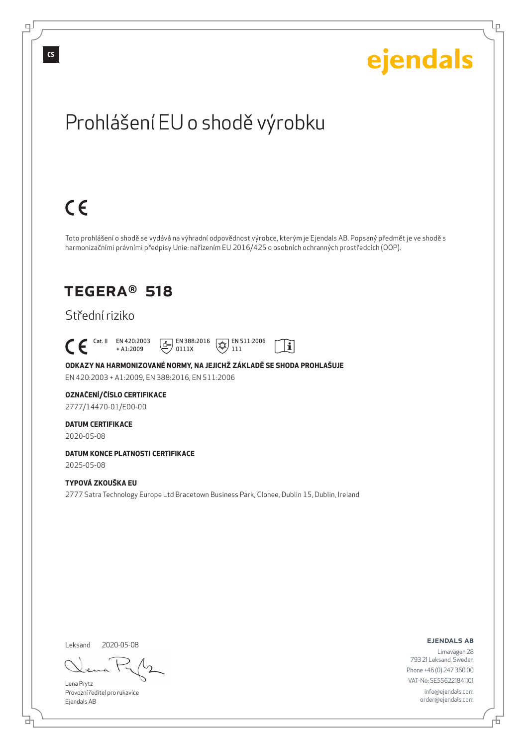ejendals

# Prohlášení EU o shodě výrobku

CE

Toto prohlášení o shodě se vydává na výhradní odpovědnost výrobce, kterým je Ejendals AB. Popsaný předmět je ve shodě s harmonizačními právními předpisy Unie: nařízením EU 2016/425 o osobních ochranných prostředcích (OOP).

## TEGERA® 518

Střední riziko

CE Cat. II EN 420:2003 + A1:2009 EN 388:2016 0111X EN 511:2006 111

**ODKAZY NA HARMONIZOVANÉ NORMY, NA JEJICHŽ ZÁKLADĚ SE SHODA PROHLAŠUJE**

EN 420:2003 + A1:2009, EN 388:2016, EN 511:2006

**OZNAČENÍ/ČÍSLO CERTIFIKACE**

2777/14470-01/E00-00

**DATUM CERTIFIKACE**

2020-05-08

**DATUM KONCE PLATNOSTI CERTIFIKACE**

2025-05-08

**TYPOVÁ ZKOUŠKA EU**

2777 Satra Technology Europe Ltd Bracetown Business Park, Clonee, Dublin 15, Dublin, Ireland

Leksand 2020-05-08

Lena Prytz
Provozní ředitel pro rukavice
Ejendals AB

**EJENDALS AB**
Limavägen 28
793 21 Leksand, Sweden
Phone +46 (0) 247 360 00
VAT-No: SE556221841101
info@ejendals.com
order@ejendals.com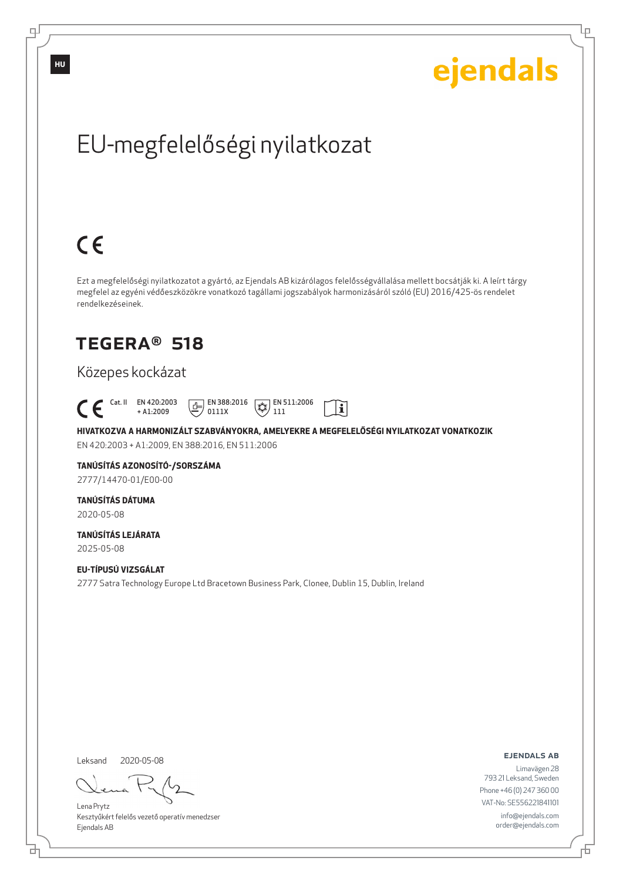HU

ejendals

# EU-megfelelőségi nyilatkozat

CE

Ezt a megfelelőségi nyilatkozatot a gyártó, az Ejendals AB kizárólagos felelősségvállalása mellett bocsátják ki. A leírt tárgy megfelel az egyéni védőeszközökre vonatkozó tagállami jogszabályok harmonizásáról szóló (EU) 2016/425-ös rendelet rendelkezéseinek.

## TEGERA® 518

Közepes kockázat

CE Cat. II EN 420:2003 + A1:2009 EN 388:2016 0111X EN 511:2006 111

**HIVATKOZVA A HARMONIZÁLT SZABVÁNYOKRA, AMELYEKRE A MEGFELELŐSÉGI NYILATKOZAT VONATKOZIK**

EN 420:2003 + A1:2009, EN 388:2016, EN 511:2006

**TANÚSÍTÁS AZONOSÍTÓ-/SORSZÁMA**

2777/14470-01/E00-00

**TANÚSÍTÁS DÁTUMA**

2020-05-08

**TANÚSÍTÁS LEJÁRATA**

2025-05-08

**EU-TÍPUSÚ VIZSGÁLAT**

2777 Satra Technology Europe Ltd Bracetown Business Park, Clonee, Dublin 15, Dublin, Ireland

Leksand 2020-05-08

Lena Prytz
Kesztyűkért felelős vezető operatív menedzser
Ejendals AB

**EJENDALS AB**
Limavägen 28
793 21 Leksand, Sweden
Phone +46 (0) 247 360 00
VAT-No: SE556221841101
info@ejendals.com
order@ejendals.com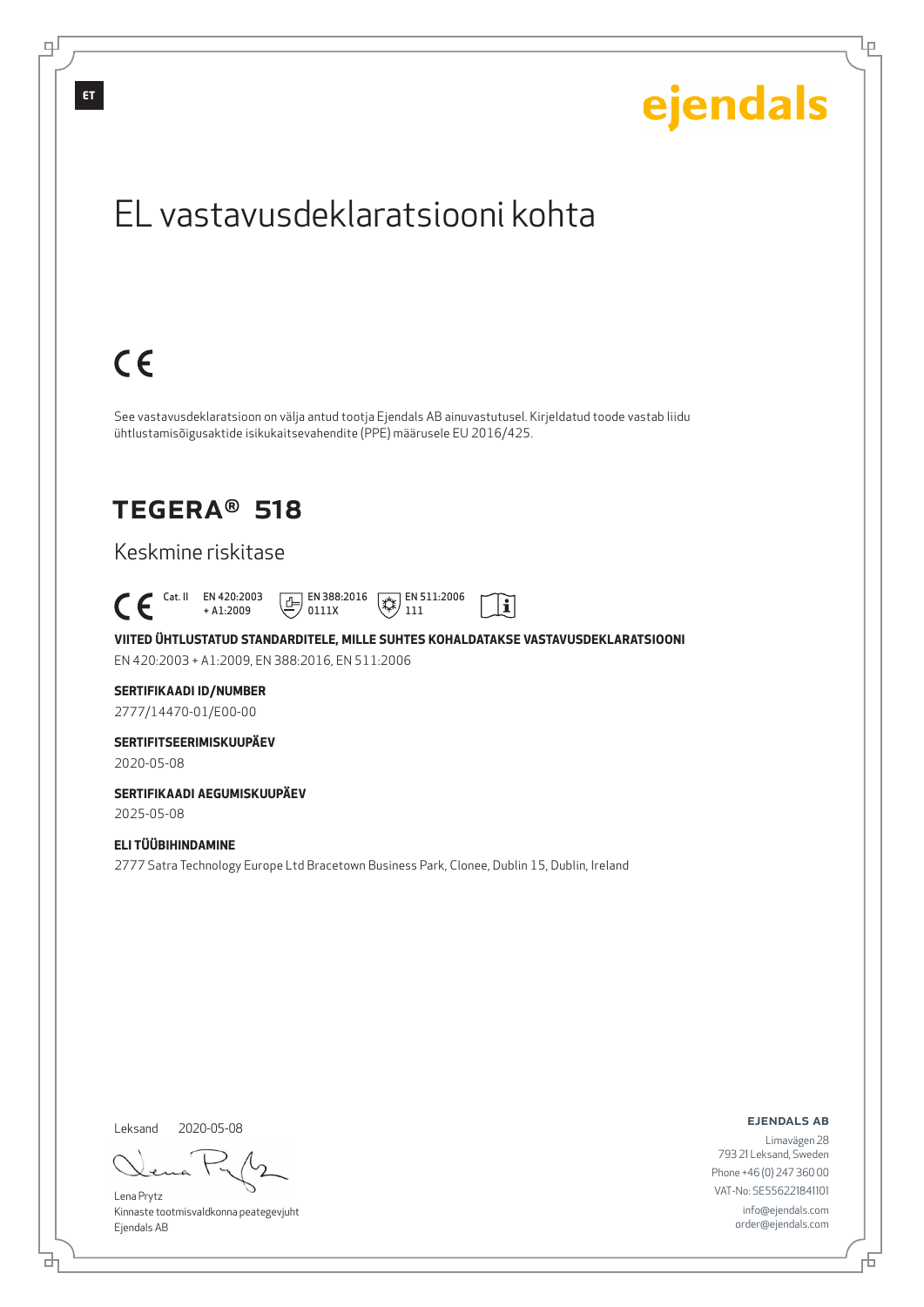ET

ejendals

# EL vastavusdeklaratsiooni kohta

CE

See vastavusdeklaratsioon on välja antud tootja Ejendals AB ainuvastutusel. Kirjeldatud toode vastab liidu ühtlustamisõigusaktide isikukaitsevahendite (PPE) määrusele EU 2016/425.

## TEGERA® 518

Keskmine riskitase

CE Cat. II EN 420:2003 + A1:2009 EN 388:2016 0111X EN 511:2006 111

**VIITED ÜHTLUSTATUD STANDARDITELE, MILLE SUHTES KOHALDATAKSE VASTAVUSDEKLARATSIOONI**

EN 420:2003 + A1:2009, EN 388:2016, EN 511:2006

**SERTIFIKAADI ID/NUMBER**

2777/14470-01/E00-00

**SERTIFITSEERIMISKUUPÄEV**

2020-05-08

**SERTIFIKAADI AEGUMISKUUPÄEV**

2025-05-08

**ELI TÜÜBIHINDAMINE**

2777 Satra Technology Europe Ltd Bracetown Business Park, Clonee, Dublin 15, Dublin, Ireland

Leksand 2020-05-08

Lena Prytz
Kinnaste tootmisvaldkonna peategevjuht
Ejendals AB

**EJENDALS AB**

Limavägen 28
793 21 Leksand, Sweden
Phone +46 (0) 247 360 00
VAT-No: SE556221841101
info@ejendals.com
order@ejendals.com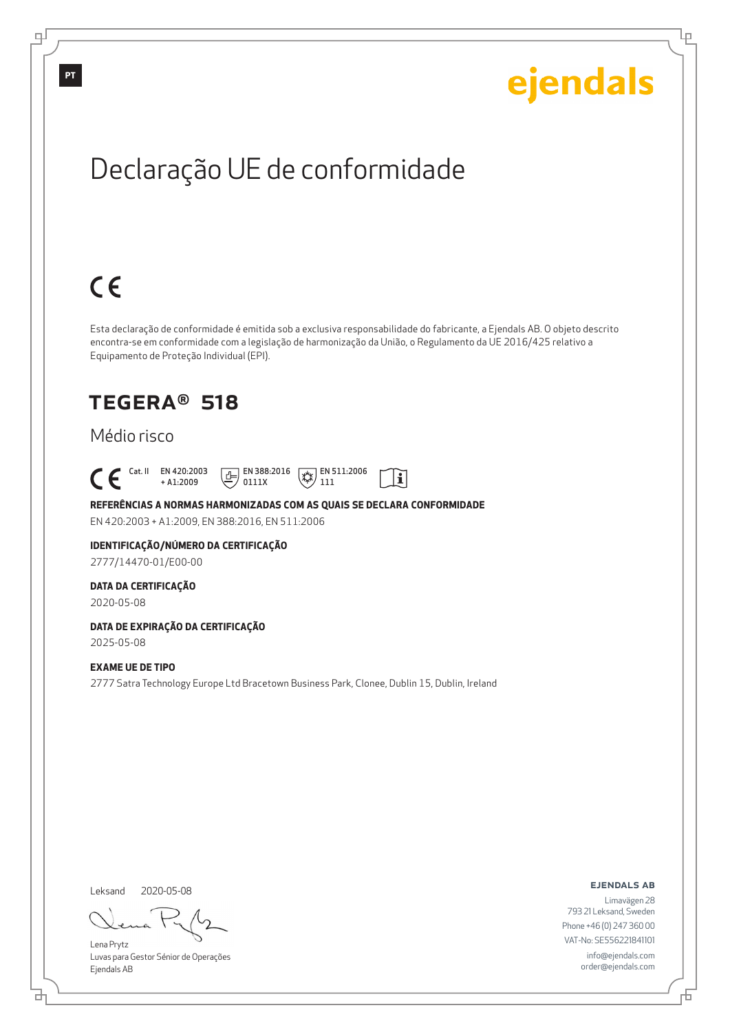PT

ejendals

# Declaração UE de conformidade

CE

Esta declaração de conformidade é emitida sob a exclusiva responsabilidade do fabricante, a Ejendals AB. O objeto descrito encontra-se em conformidade com a legislação de harmonização da União, o Regulamento da UE 2016/425 relativo a Equipamento de Proteção Individual (EPI).

## TEGERA® 518

Médio risco

CE Cat. II EN 420:2003 + A1:2009 EN 388:2016 0111X EN 511:2006 111

**REFERÊNCIAS A NORMAS HARMONIZADAS COM AS QUAIS SE DECLARA CONFORMIDADE**

EN 420:2003 + A1:2009, EN 388:2016, EN 511:2006

**IDENTIFICAÇÃO/NÚMERO DA CERTIFICAÇÃO**

2777/14470-01/E00-00

**DATA DA CERTIFICAÇÃO**

2020-05-08

**DATA DE EXPIRAÇÃO DA CERTIFICAÇÃO**

2025-05-08

**EXAME UE DE TIPO**

2777 Satra Technology Europe Ltd Bracetown Business Park, Clonee, Dublin 15, Dublin, Ireland

Leksand 2020-05-08

Lena Prytz
Luvas para Gestor Sénior de Operações
Ejendals AB

**EJENDALS AB**

Limavägen 28
793 21 Leksand, Sweden
Phone +46 (0) 247 360 00
VAT-No: SE556221841101
info@ejendals.com
order@ejendals.com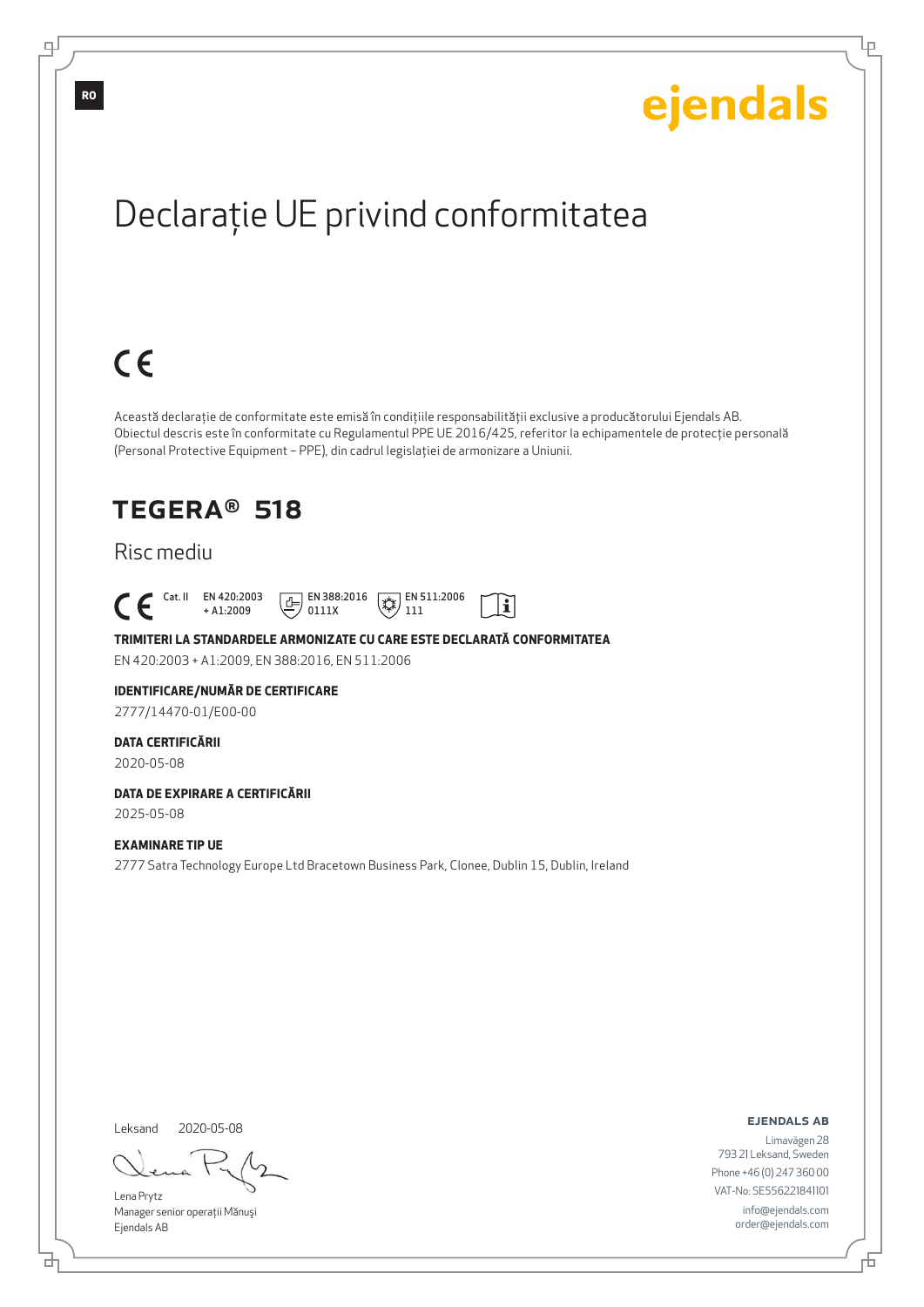RO

ejendals

# Declarație UE privind conformitatea

CE

Această declarație de conformitate este emisă în condițiile responsabilității exclusive a producătorului Ejendals AB. Obiectul descris este în conformitate cu Regulamentul PPE UE 2016/425, referitor la echipamentele de protecție personală (Personal Protective Equipment – PPE), din cadrul legislației de armonizare a Uniunii.

## TEGERA® 518

Risc mediu

CE Cat. II EN 420:2003 + A1:2009 EN 388:2016 0111X EN 511:2006 111

**TRIMITERI LA STANDARDELE ARMONIZATE CU CARE ESTE DECLARATĂ CONFORMITATEA**

EN 420:2003 + A1:2009, EN 388:2016, EN 511:2006

**IDENTIFICARE/NUMĂR DE CERTIFICARE**

2777/14470-01/E00-00

**DATA CERTIFICĂRII**

2020-05-08

**DATA DE EXPIRARE A CERTIFICĂRII**

2025-05-08

**EXAMINARE TIP UE**

2777 Satra Technology Europe Ltd Bracetown Business Park, Clonee, Dublin 15, Dublin, Ireland

Leksand 2020-05-08

Lena Prytz
Manager senior operații Mănuși
Ejendals AB

**EJENDALS AB**
Limavägen 28
793 21 Leksand, Sweden
Phone +46 (0) 247 360 00
VAT-No: SE556221841101
info@ejendals.com
order@ejendals.com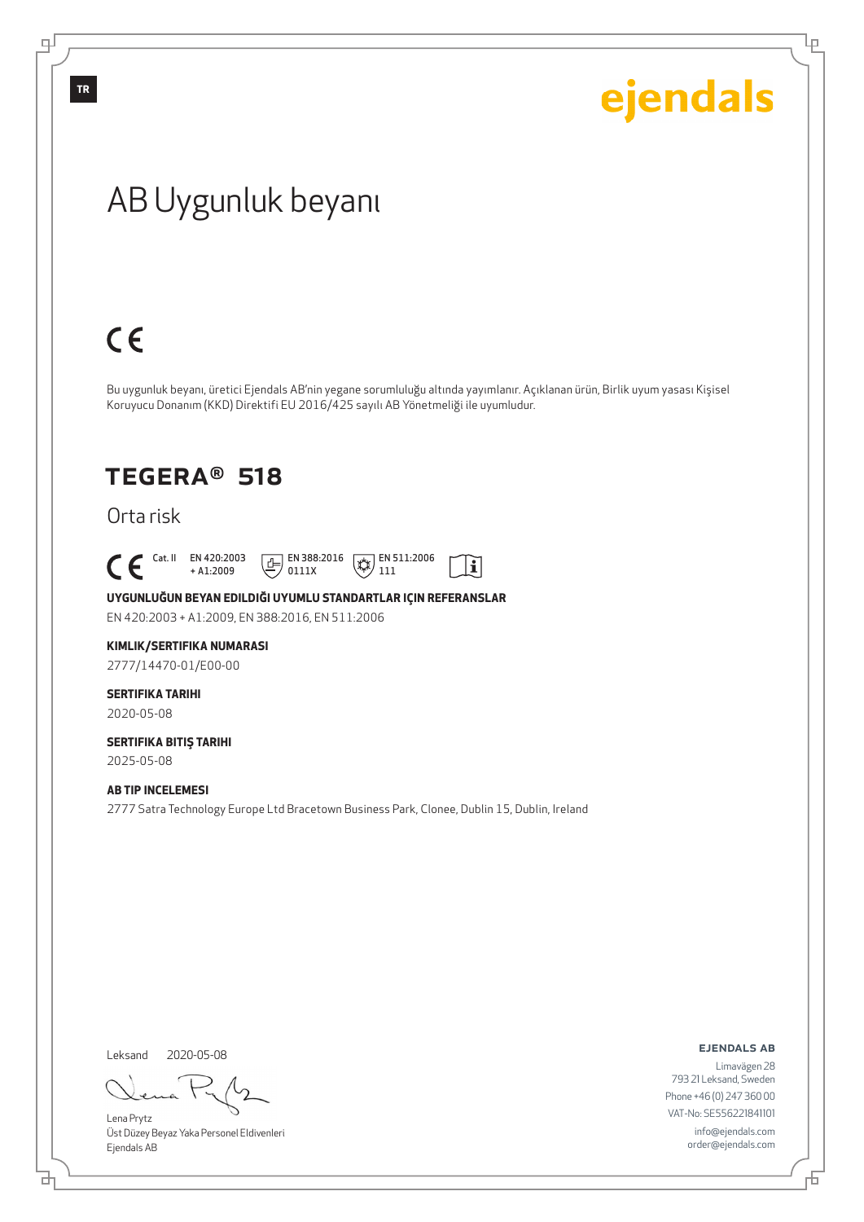TR

ejendals

# AB Uygunluk beyanı

CE

Bu uygunluk beyanı, üretici Ejendals AB'nin yegane sorumluluğu altında yayımlanır. Açıklanan ürün, Birlik uyum yasası Kişisel Koruyucu Donanım (KKD) Direktifi EU 2016/425 sayılı AB Yönetmeliği ile uyumludur.

## TEGERA® 518

Orta risk

CE Cat. II EN 420:2003 + A1:2009 EN 388:2016 0111X EN 511:2006 111

**UYGUNLUĞUN BEYAN EDILDIĞI UYUMLU STANDARTLAR IÇIN REFERANSLAR**

EN 420:2003 + A1:2009, EN 388:2016, EN 511:2006

**KIMLIK/SERTIFIKA NUMARASI**

2777/14470-01/E00-00

**SERTIFIKA TARIHI**

2020-05-08

**SERTIFIKA BITIŞ TARIHI**

2025-05-08

**AB TIP INCELEMESI**

2777 Satra Technology Europe Ltd Bracetown Business Park, Clonee, Dublin 15, Dublin, Ireland

Leksand 2020-05-08

Lena Prytz
Üst Düzey Beyaz Yaka Personel Eldivenleri
Ejendals AB

**EJENDALS AB**

Limavägen 28
793 21 Leksand, Sweden
Phone +46 (0) 247 360 00
VAT-No: SE556221841101
info@ejendals.com
order@ejendals.com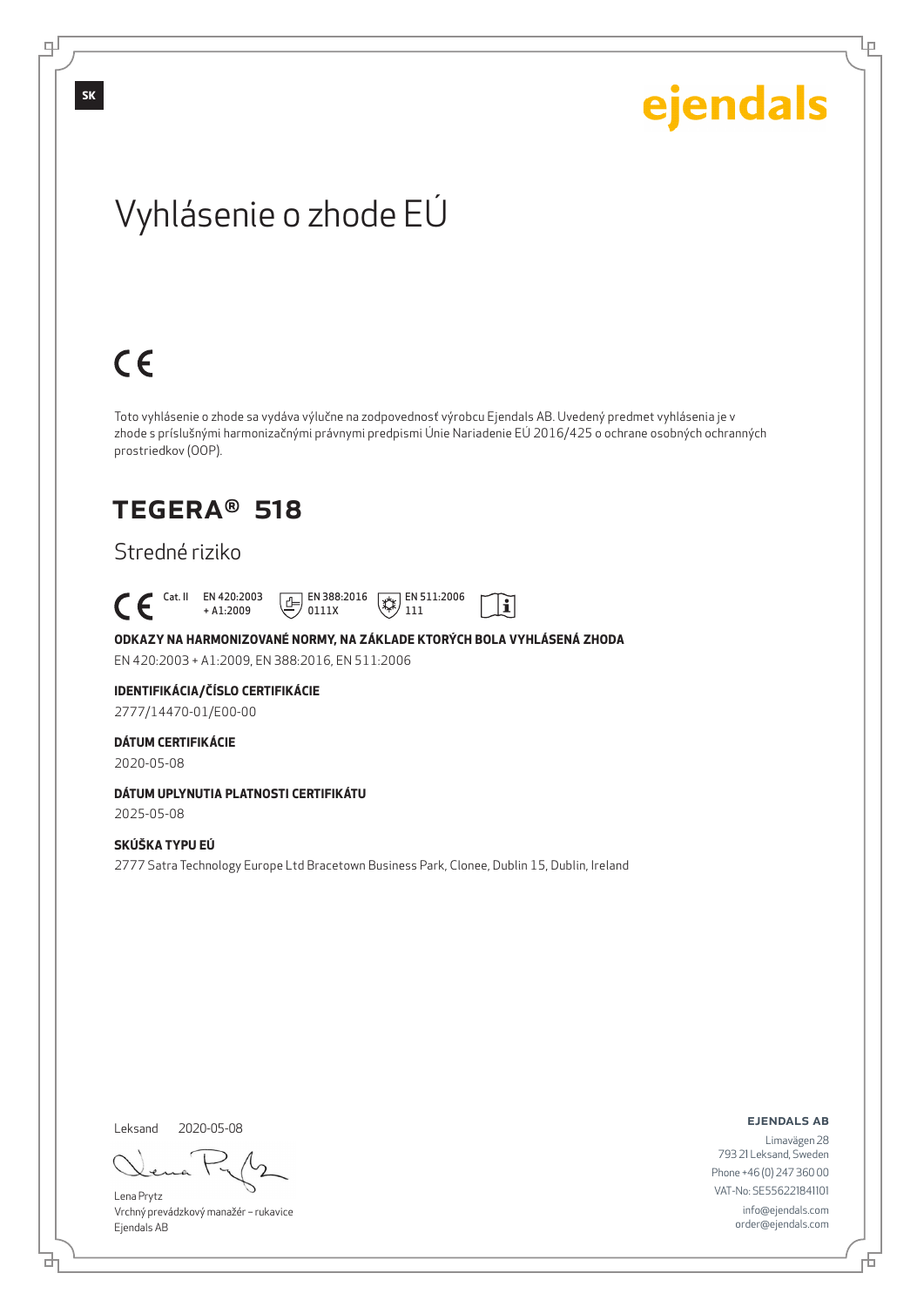SK

ejendals

# Vyhlásenie o zhode EÚ

CE

Toto vyhlásenie o zhode sa vydáva výlučne na zodpovednosť výrobcu Ejendals AB. Uvedený predmet vyhlásenia je v zhode s príslušnými harmonizačnými právnymi predpismi Únie Nariadenie EÚ 2016/425 o ochrane osobných ochranných prostriedkov (OOP).

## TEGERA® 518

Stredné riziko

CE Cat. II EN 420:2003 + A1:2009 EN 388:2016 0111X EN 511:2006 111

**ODKAZY NA HARMONIZOVANÉ NORMY, NA ZÁKLADE KTORÝCH BOLA VYHLÁSENÁ ZHODA**

EN 420:2003 + A1:2009, EN 388:2016, EN 511:2006

**IDENTIFIKÁCIA/ČÍSLO CERTIFIKÁCIE**

2777/14470-01/E00-00

**DÁTUM CERTIFIKÁCIE**

2020-05-08

**DÁTUM UPLYNUTIA PLATNOSTI CERTIFIKÁTU**

2025-05-08

**SKÚŠKA TYPU EÚ**

2777 Satra Technology Europe Ltd Bracetown Business Park, Clonee, Dublin 15, Dublin, Ireland

Leksand 2020-05-08

Lena Prytz
Vrchný prevádzkový manažér – rukavice
Ejendals AB

**EJENDALS AB**
Limavägen 28
793 21 Leksand, Sweden
Phone +46 (0) 247 360 00
VAT-No: SE556221841101
info@ejendals.com
order@ejendals.com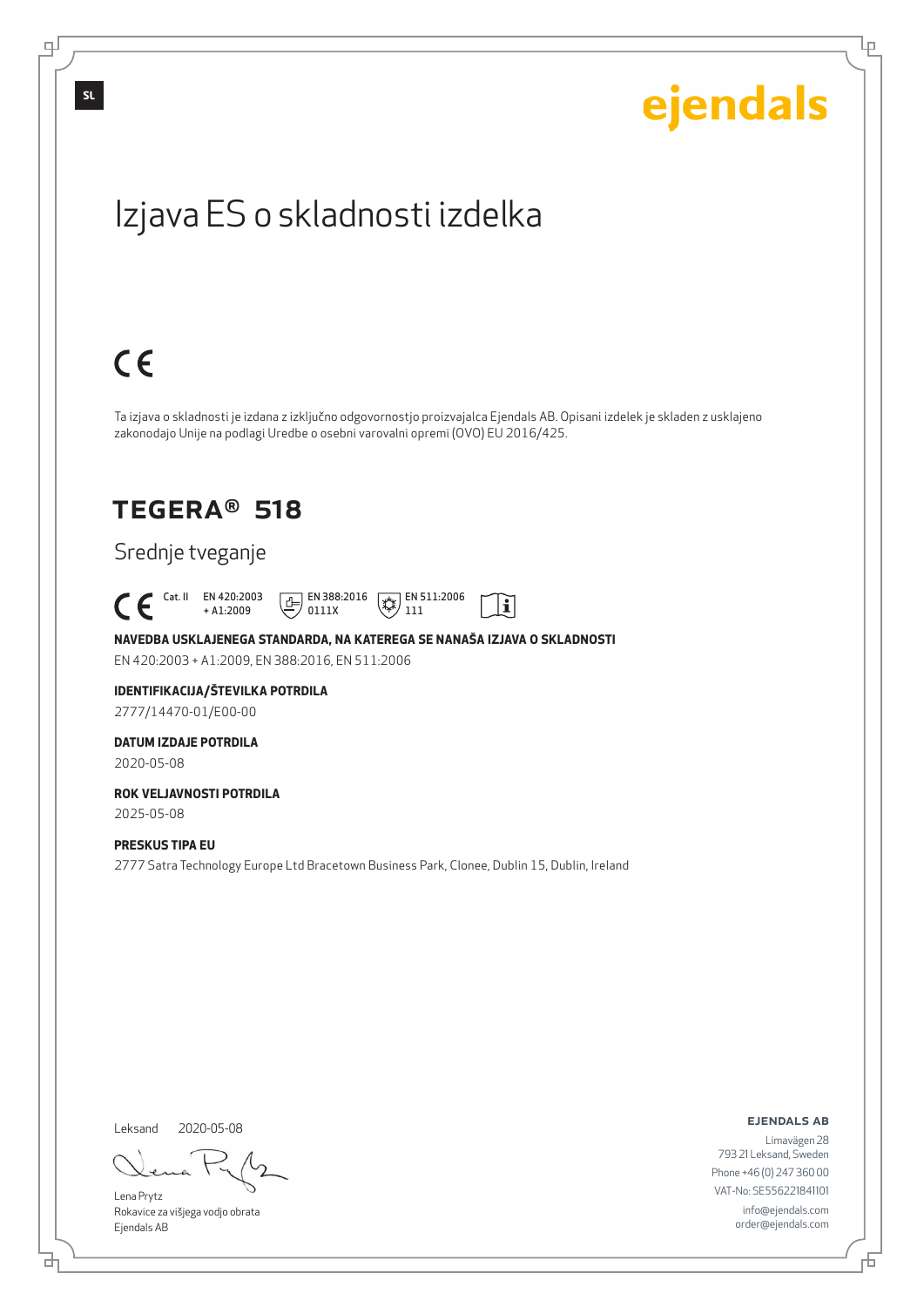SL

ejendals

# Izjava ES o skladnosti izdelka

CE

Ta izjava o skladnosti je izdana z izključno odgovornostjo proizvajalca Ejendals AB. Opisani izdelek je skladen z usklajeno zakonodajo Unije na podlagi Uredbe o osebni varovalni opremi (OVO) EU 2016/425.

## TEGERA® 518

Srednje tveganje

CE Cat. II EN 420:2003 + A1:2009 EN 388:2016 0111X EN 511:2006 111

**NAVEDBA USKLAJENEGA STANDARDA, NA KATEREGA SE NANAŠA IZJAVA O SKLADNOSTI**

EN 420:2003 + A1:2009, EN 388:2016, EN 511:2006

**IDENTIFIKACIJA/ŠTEVILKA POTRDILA**

2777/14470-01/E00-00

**DATUM IZDAJE POTRDILA**

2020-05-08

**ROK VELJAVNOSTI POTRDILA**

2025-05-08

**PRESKUS TIPA EU**

2777 Satra Technology Europe Ltd Bracetown Business Park, Clonee, Dublin 15, Dublin, Ireland

Leksand 2020-05-08

Lena Prytz
Rokavice za višjega vodjo obrata
Ejendals AB

**EJENDALS AB**

Limavägen 28
793 21 Leksand, Sweden
Phone +46 (0) 247 360 00
VAT-No: SE556221841101
info@ejendals.com
order@ejendals.com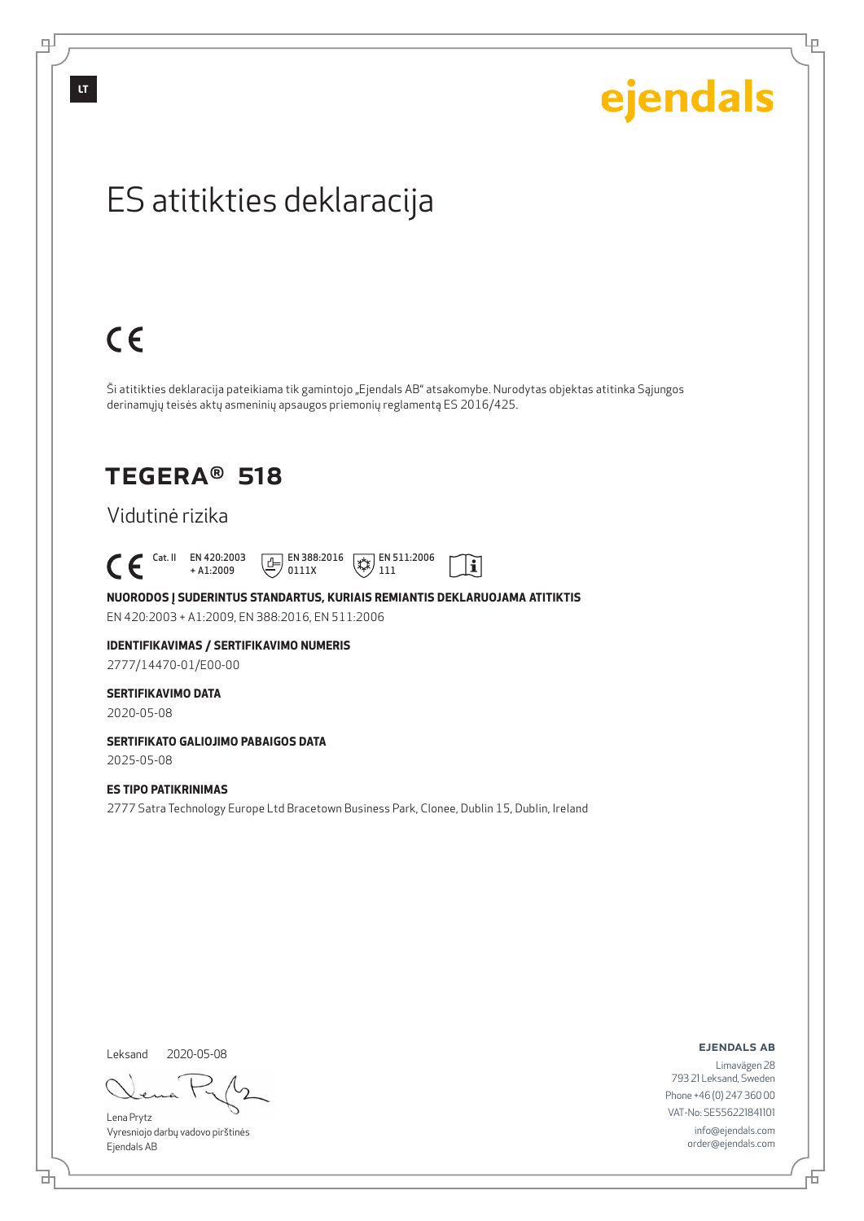LT

ejendals

# ES atitikties deklaracija

CE

Ši atitikties deklaracija pateikiama tik gamintojo „Ejendals AB" atsakomybe. Nurodytas objektas atitinka Sąjungos derinamųjų teisės aktų asmeninių apsaugos priemonių reglamentą ES 2016/425.

## TEGERA® 518

Vidutinė rizika

CE Cat. II EN 420:2003 + A1:2009 EN 388:2016 0111X EN 511:2006 111

**NUORODOS Į SUDERINTUS STANDARTUS, KURIAIS REMIANTIS DEKLARUOJAMA ATITIKTIS**

EN 420:2003 + A1:2009, EN 388:2016, EN 511:2006

**IDENTIFIKAVIMAS / SERTIFIKAVIMO NUMERIS**

2777/14470-01/E00-00

**SERTIFIKAVIMO DATA**

2020-05-08

**SERTIFIKATO GALIOJIMO PABAIGOS DATA**

2025-05-08

**ES TIPO PATIKRINIMAS**

2777 Satra Technology Europe Ltd Bracetown Business Park, Clonee, Dublin 15, Dublin, Ireland

Leksand 2020-05-08

Lena Prytz
Vyresniojo darbų vadovo pirštinės
Ejendals AB

**EJENDALS AB**

Limavägen 28
793 21 Leksand, Sweden
Phone +46 (0) 247 360 00
VAT-No: SE556221841101
info@ejendals.com
order@ejendals.com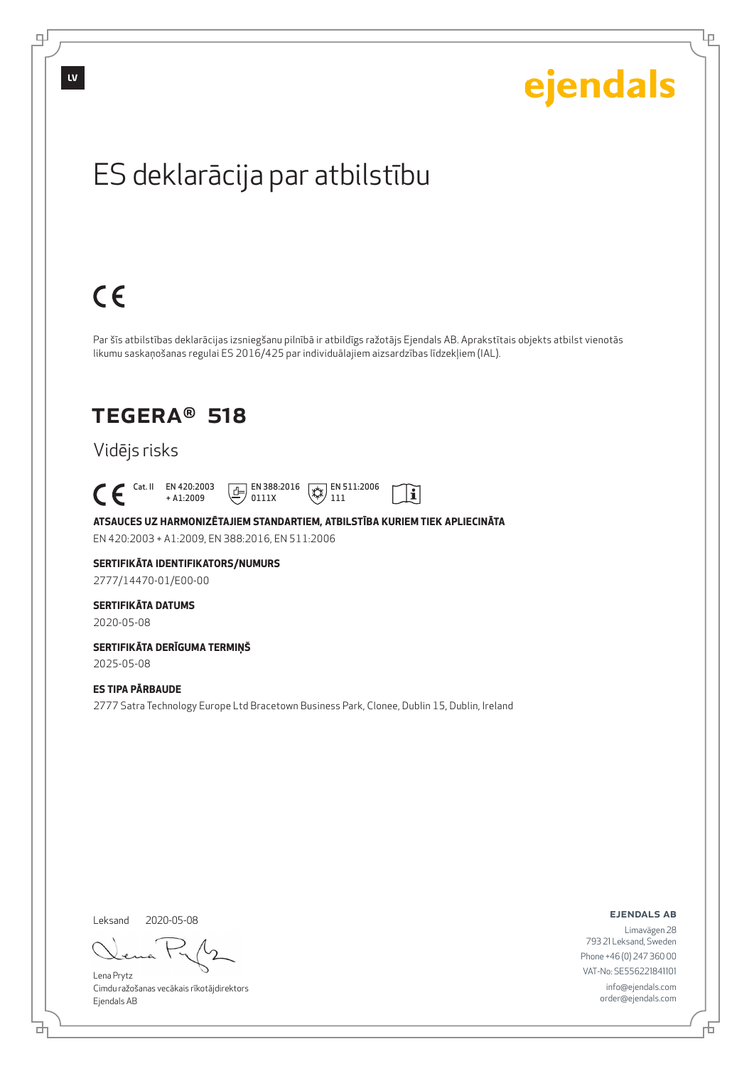LV

ejendals

# ES deklarācija par atbilstību

CE

Par šīs atbilstības deklarācijas izsniegšanu pilnībā ir atbildīgs ražotājs Ejendals AB. Aprakstītais objekts atbilst vienotās likumu saskaņošanas regulai ES 2016/425 par individuālajiem aizsardzības līdzekļiem (IAL).

## TEGERA® 518

Vidējs risks

CE Cat. II EN 420:2003 + A1:2009 EN 388:2016 0111X EN 511:2006 111

**ATSAUCES UZ HARMONIZĒTAJIEM STANDARTIEM, ATBILSTĪBA KURIEM TIEK APLIECINĀTA**

EN 420:2003 + A1:2009, EN 388:2016, EN 511:2006

**SERTIFIKĀTA IDENTIFIKATORS/NUMURS**

2777/14470-01/E00-00

**SERTIFIKĀTA DATUMS**

2020-05-08

**SERTIFIKĀTA DERĪGUMA TERMIŅŠ**

2025-05-08

**ES TIPA PĀRBAUDE**

2777 Satra Technology Europe Ltd Bracetown Business Park, Clonee, Dublin 15, Dublin, Ireland

Leksand 2020-05-08

Lena Prytz
Cimdu ražošanas vecākais rīkotājdirektors
Ejendals AB

**EJENDALS AB**
Limavägen 28
793 21 Leksand, Sweden
Phone +46 (0) 247 360 00
VAT-No: SE556221841101
info@ejendals.com
order@ejendals.com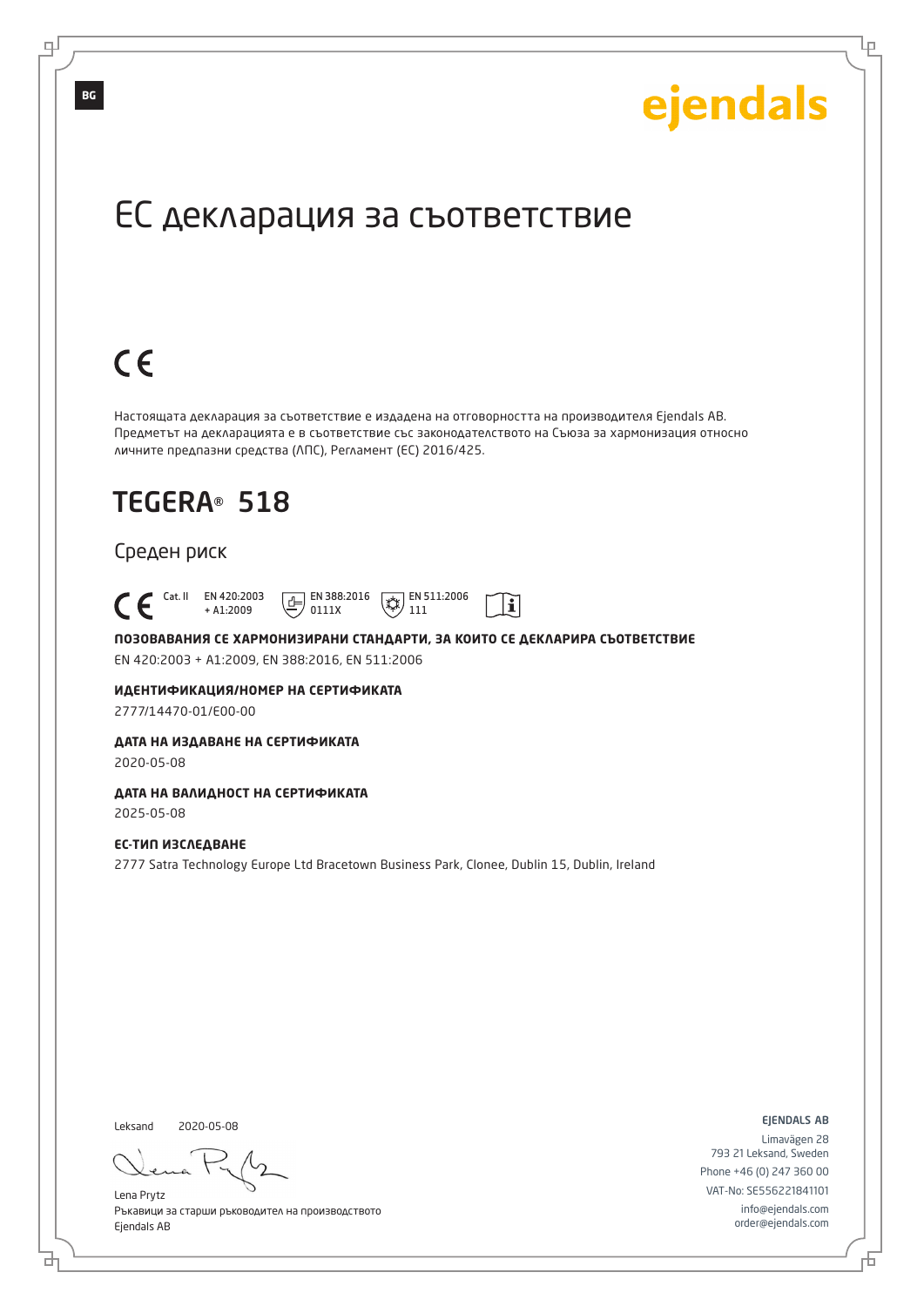BG

ejendals

# ЕС декларация за съответствие

CE

Настоящата декларация за съответствие е издадена на отговорността на производителя Ejendals AB. Предметът на декларацията е в съответствие със законодателството на Съюза за хармонизация относно личните предпазни средства (ЛПС), Регламент (ЕС) 2016/425.

## TEGERA® 518

Среден риск

CE Cat. II EN 420:2003 + A1:2009 EN 388:2016 0111X EN 511:2006 111

**ПОЗОВАВАНИЯ СЕ ХАРМОНИЗИРАНИ СТАНДАРТИ, ЗА КОИТО СЕ ДЕКЛАРИРА СЪОТВЕТСТВИЕ**

EN 420:2003 + A1:2009, EN 388:2016, EN 511:2006

**ИДЕНТИФИКАЦИЯ/НОМЕР НА СЕРТИФИКАТА**

2777/14470-01/E00-00

**ДАТА НА ИЗДАВАНЕ НА СЕРТИФИКАТА**

2020-05-08

**ДАТА НА ВАЛИДНОСТ НА СЕРТИФИКАТА**

2025-05-08

**ЕС-ТИП ИЗСЛЕДВАНЕ**

2777 Satra Technology Europe Ltd Bracetown Business Park, Clonee, Dublin 15, Dublin, Ireland

Leksand 2020-05-08

Lena Prytz
Ръкавици за старши ръководител на производството
Ejendals AB

EJENDALS AB
Limavägen 28
793 21 Leksand, Sweden
Phone +46 (0) 247 360 00
VAT-No: SE556221841101
info@ejendals.com
order@ejendals.com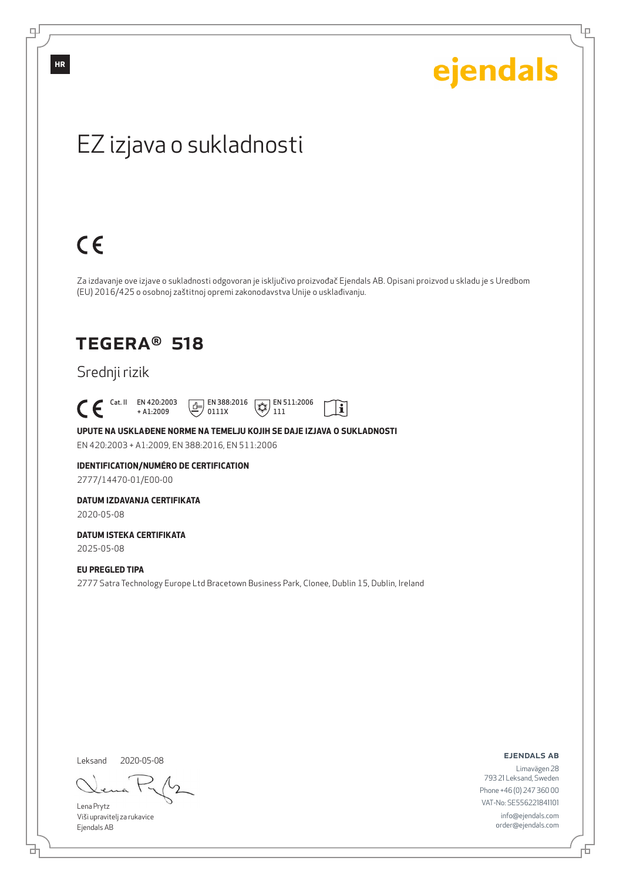HR

ejendals

# EZ izjava o sukladnosti

CE

Za izdavanje ove izjave o sukladnosti odgovoran je isključivo proizvođač Ejendals AB. Opisani proizvod u skladu je s Uredbom (EU) 2016/425 o osobnoj zaštitnoj opremi zakonodavstva Unije o usklađivanju.

## TEGERA® 518

Srednji rizik

CE Cat. II EN 420:2003 + A1:2009 EN 388:2016 0111X EN 511:2006 111

**UPUTE NA USKLAĐENE NORME NA TEMELJU KOJIH SE DAJE IZJAVA O SUKLADNOSTI**

EN 420:2003 + A1:2009, EN 388:2016, EN 511:2006

**IDENTIFICATION/NUMÉRO DE CERTIFICATION**

2777/14470-01/E00-00

**DATUM IZDAVANJA CERTIFIKATA**

2020-05-08

**DATUM ISTEKA CERTIFIKATA**

2025-05-08

**EU PREGLED TIPA**

2777 Satra Technology Europe Ltd Bracetown Business Park, Clonee, Dublin 15, Dublin, Ireland

Leksand 2020-05-08

Lena Prytz
Viši upravitelj za rukavice
Ejendals AB

**EJENDALS AB**
Limavägen 28
793 21 Leksand, Sweden
Phone +46 (0) 247 360 00
VAT-No: SE556221841101
info@ejendals.com
order@ejendals.com